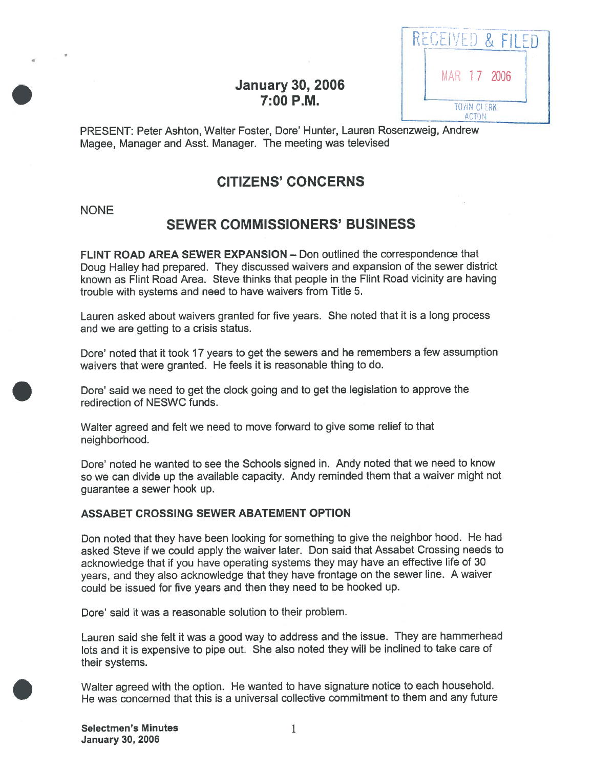RECEIVED & FILED

MAR 17 2006

TOWN CLERK
ACTON

## January 30, 2006
## 7:00 P.M.

PRESENT: Peter Ashton, Walter Foster, Dore' Hunter, Lauren Rosenzweig, Andrew Magee, Manager and Asst. Manager. The meeting was televised

## CITIZENS' CONCERNS

NONE

## SEWER COMMISSIONERS' BUSINESS

**FLINT ROAD AREA SEWER EXPANSION** – Don outlined the correspondence that Doug Halley had prepared. They discussed waivers and expansion of the sewer district known as Flint Road Area. Steve thinks that people in the Flint Road vicinity are having trouble with systems and need to have waivers from Title 5.

Lauren asked about waivers granted for five years. She noted that it is a long process and we are getting to a crisis status.

Dore' noted that it took 17 years to get the sewers and he remembers a few assumption waivers that were granted. He feels it is reasonable thing to do.

Dore' said we need to get the clock going and to get the legislation to approve the redirection of NESWC funds.

Walter agreed and felt we need to move forward to give some relief to that neighborhood.

Dore' noted he wanted to see the Schools signed in. Andy noted that we need to know so we can divide up the available capacity. Andy reminded them that a waiver might not guarantee a sewer hook up.

**ASSABET CROSSING SEWER ABATEMENT OPTION**

Don noted that they have been looking for something to give the neighbor hood. He had asked Steve if we could apply the waiver later. Don said that Assabet Crossing needs to acknowledge that if you have operating systems they may have an effective life of 30 years, and they also acknowledge that they have frontage on the sewer line. A waiver could be issued for five years and then they need to be hooked up.

Dore' said it was a reasonable solution to their problem.

Lauren said she felt it was a good way to address and the issue. They are hammerhead lots and it is expensive to pipe out. She also noted they will be inclined to take care of their systems.

Walter agreed with the option. He wanted to have signature notice to each household. He was concerned that this is a universal collective commitment to them and any future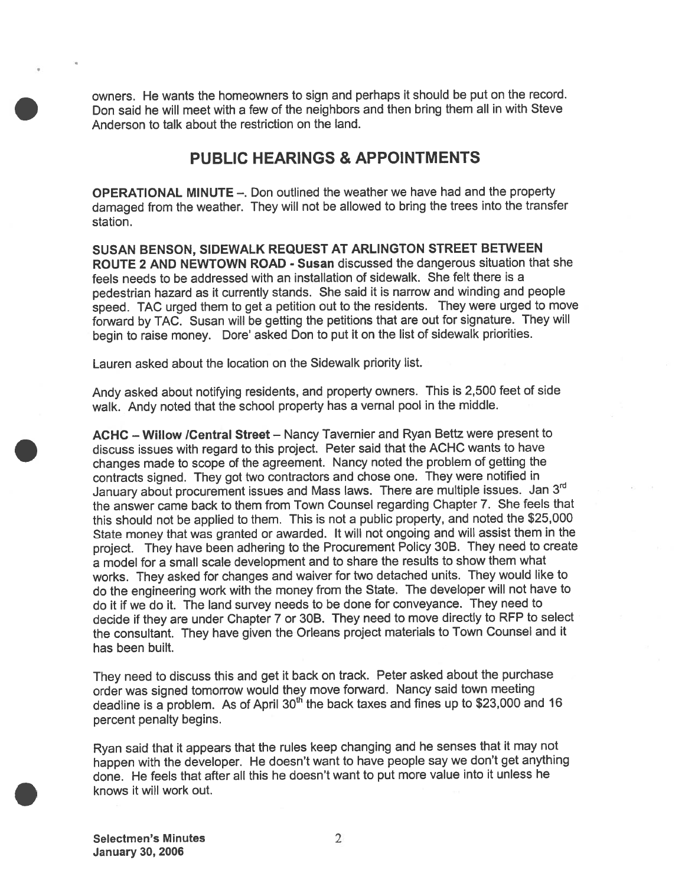owners. He wants the homeowners to sign and perhaps it should be put on the record. Don said he will meet with a few of the neighbors and then bring them all in with Steve Anderson to talk about the restriction on the land.

## PUBLIC HEARINGS & APPOINTMENTS

**OPERATIONAL MINUTE** –. Don outlined the weather we have had and the property damaged from the weather. They will not be allowed to bring the trees into the transfer station.

**SUSAN BENSON, SIDEWALK REQUEST AT ARLINGTON STREET BETWEEN ROUTE 2 AND NEWTOWN ROAD - Susan** discussed the dangerous situation that she feels needs to be addressed with an installation of sidewalk. She felt there is a pedestrian hazard as it currently stands. She said it is narrow and winding and people speed. TAC urged them to get a petition out to the residents. They were urged to move forward by TAC. Susan will be getting the petitions that are out for signature. They will begin to raise money. Dore' asked Don to put it on the list of sidewalk priorities.

Lauren asked about the location on the Sidewalk priority list.

Andy asked about notifying residents, and property owners. This is 2,500 feet of side walk. Andy noted that the school property has a vernal pool in the middle.

**ACHC – Willow /Central Street** – Nancy Tavernier and Ryan Bettz were present to discuss issues with regard to this project. Peter said that the ACHC wants to have changes made to scope of the agreement. Nancy noted the problem of getting the contracts signed. They got two contractors and chose one. They were notified in January about procurement issues and Mass laws. There are multiple issues. Jan 3rd the answer came back to them from Town Counsel regarding Chapter 7. She feels that this should not be applied to them. This is not a public property, and noted the $25,000 State money that was granted or awarded. It will not ongoing and will assist them in the project. They have been adhering to the Procurement Policy 30B. They need to create a model for a small scale development and to share the results to show them what works. They asked for changes and waiver for two detached units. They would like to do the engineering work with the money from the State. The developer will not have to do it if we do it. The land survey needs to be done for conveyance. They need to decide if they are under Chapter 7 or 30B. They need to move directly to RFP to select the consultant. They have given the Orleans project materials to Town Counsel and it has been built.

They need to discuss this and get it back on track. Peter asked about the purchase order was signed tomorrow would they move forward. Nancy said town meeting deadline is a problem. As of April 30th the back taxes and fines up to $23,000 and 16 percent penalty begins.

Ryan said that it appears that the rules keep changing and he senses that it may not happen with the developer. He doesn't want to have people say we don't get anything done. He feels that after all this he doesn't want to put more value into it unless he knows it will work out.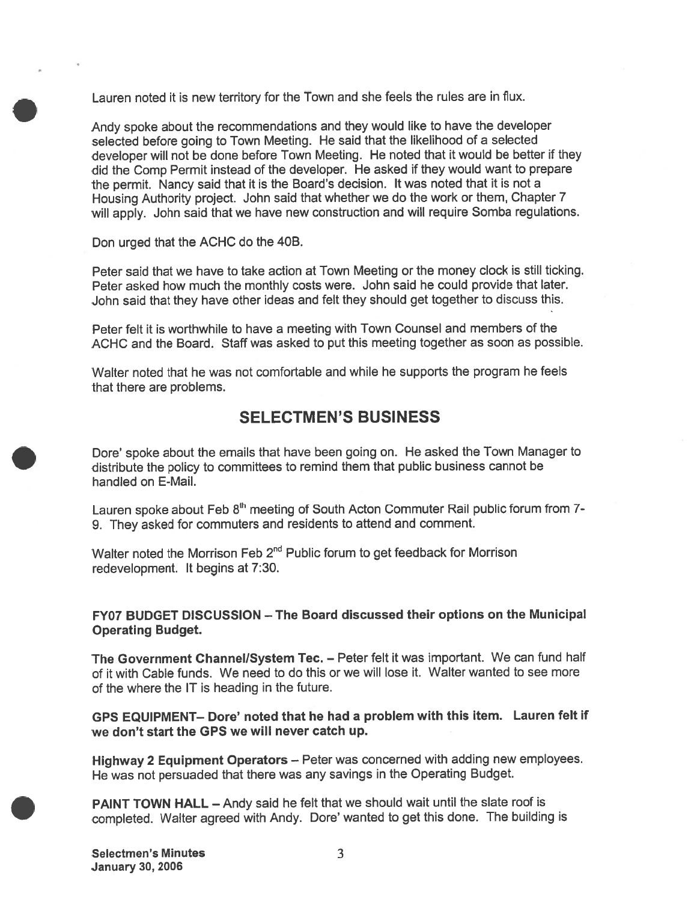Lauren noted it is new territory for the Town and she feels the rules are in flux.

Andy spoke about the recommendations and they would like to have the developer selected before going to Town Meeting. He said that the likelihood of a selected developer will not be done before Town Meeting. He noted that it would be better if they did the Comp Permit instead of the developer. He asked if they would want to prepare the permit. Nancy said that it is the Board's decision. It was noted that it is not a Housing Authority project. John said that whether we do the work or them, Chapter 7 will apply. John said that we have new construction and will require Somba regulations.

Don urged that the ACHC do the 40B.

Peter said that we have to take action at Town Meeting or the money clock is still ticking. Peter asked how much the monthly costs were. John said he could provide that later. John said that they have other ideas and felt they should get together to discuss this.

Peter felt it is worthwhile to have a meeting with Town Counsel and members of the ACHC and the Board. Staff was asked to put this meeting together as soon as possible.

Walter noted that he was not comfortable and while he supports the program he feels that there are problems.

## SELECTMEN'S BUSINESS

Dore' spoke about the emails that have been going on. He asked the Town Manager to distribute the policy to committees to remind them that public business cannot be handled on E-Mail.

Lauren spoke about Feb 8th meeting of South Acton Commuter Rail public forum from 7-9. They asked for commuters and residents to attend and comment.

Walter noted the Morrison Feb 2nd Public forum to get feedback for Morrison redevelopment. It begins at 7:30.

**FY07 BUDGET DISCUSSION – The Board discussed their options on the Municipal Operating Budget.**

**The Government Channel/System Tec.** – Peter felt it was important. We can fund half of it with Cable funds. We need to do this or we will lose it. Walter wanted to see more of the where the IT is heading in the future.

**GPS EQUIPMENT– Dore' noted that he had a problem with this item. Lauren felt if we don't start the GPS we will never catch up.**

**Highway 2 Equipment Operators** – Peter was concerned with adding new employees. He was not persuaded that there was any savings in the Operating Budget.

**PAINT TOWN HALL** – Andy said he felt that we should wait until the slate roof is completed. Walter agreed with Andy. Dore' wanted to get this done. The building is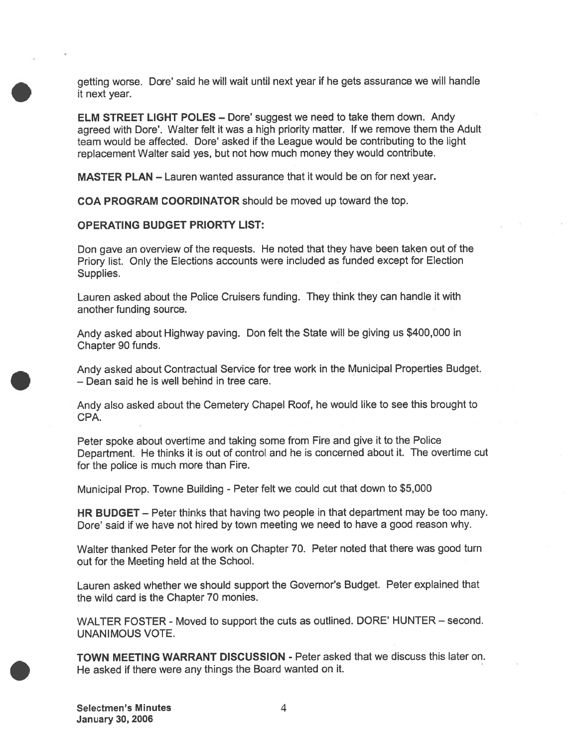getting worse. Dore' said he will wait until next year if he gets assurance we will handle it next year.

**ELM STREET LIGHT POLES** – Dore' suggest we need to take them down. Andy agreed with Dore'. Walter felt it was a high priority matter. If we remove them the Adult team would be affected. Dore' asked if the League would be contributing to the light replacement Walter said yes, but not how much money they would contribute.

**MASTER PLAN** – Lauren wanted assurance that it would be on for next year.

**COA PROGRAM COORDINATOR** should be moved up toward the top.

**OPERATING BUDGET PRIORTY LIST:**

Don gave an overview of the requests. He noted that they have been taken out of the Priory list. Only the Elections accounts were included as funded except for Election Supplies.

Lauren asked about the Police Cruisers funding. They think they can handle it with another funding source.

Andy asked about Highway paving. Don felt the State will be giving us $400,000 in Chapter 90 funds.

Andy asked about Contractual Service for tree work in the Municipal Properties Budget. – Dean said he is well behind in tree care.

Andy also asked about the Cemetery Chapel Roof, he would like to see this brought to CPA.

Peter spoke about overtime and taking some from Fire and give it to the Police Department. He thinks it is out of control and he is concerned about it. The overtime cut for the police is much more than Fire.

Municipal Prop. Towne Building - Peter felt we could cut that down to $5,000

**HR BUDGET** – Peter thinks that having two people in that department may be too many. Dore' said if we have not hired by town meeting we need to have a good reason why.

Walter thanked Peter for the work on Chapter 70. Peter noted that there was good turn out for the Meeting held at the School.

Lauren asked whether we should support the Governor's Budget. Peter explained that the wild card is the Chapter 70 monies.

WALTER FOSTER - Moved to support the cuts as outlined. DORE' HUNTER – second. UNANIMOUS VOTE.

**TOWN MEETING WARRANT DISCUSSION** - Peter asked that we discuss this later on. He asked if there were any things the Board wanted on it.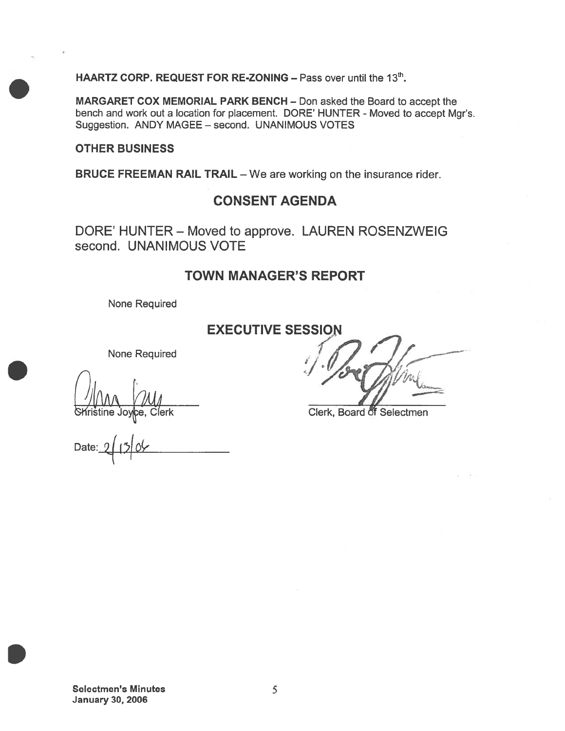**HAARTZ CORP. REQUEST FOR RE-ZONING –** Pass over until the 13th.

**MARGARET COX MEMORIAL PARK BENCH –** Don asked the Board to accept the bench and work out a location for placement. DORE' HUNTER - Moved to accept Mgr's. Suggestion. ANDY MAGEE – second. UNANIMOUS VOTES

**OTHER BUSINESS**

**BRUCE FREEMAN RAIL TRAIL** – We are working on the insurance rider.

## CONSENT AGENDA

DORE' HUNTER – Moved to approve. LAUREN ROSENZWEIG second. UNANIMOUS VOTE

## TOWN MANAGER'S REPORT

None Required

## EXECUTIVE SESSION

None Required

Christine Joyce, Clerk

Clerk, Board of Selectmen

Date: 2/13/06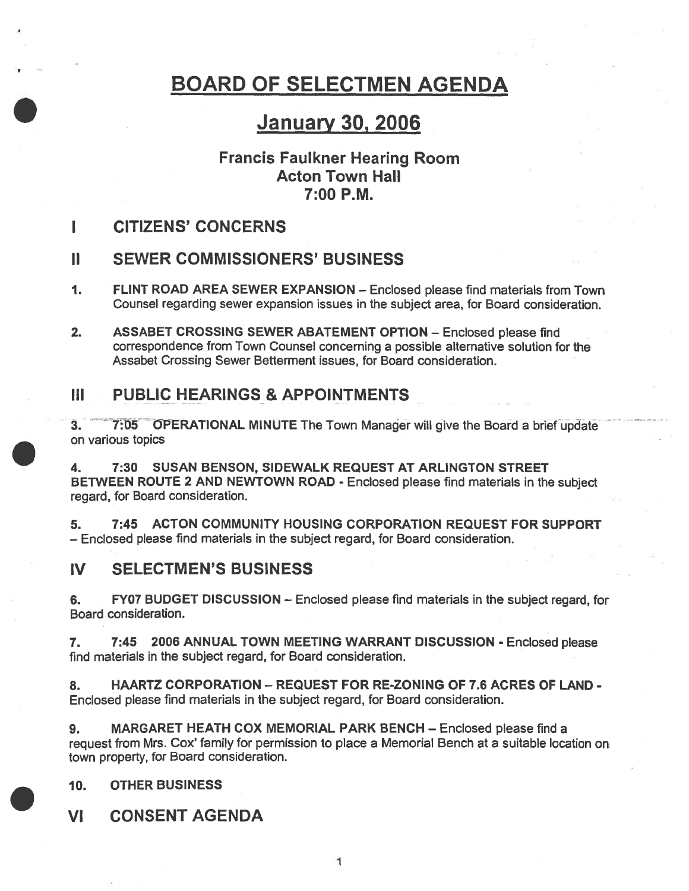# BOARD OF SELECTMEN AGENDA

## January 30, 2006

### Francis Faulkner Hearing Room
### Acton Town Hall
### 7:00 P.M.

## I CITIZENS' CONCERNS

## II SEWER COMMISSIONERS' BUSINESS

1. **FLINT ROAD AREA SEWER EXPANSION** – Enclosed please find materials from Town Counsel regarding sewer expansion issues in the subject area, for Board consideration.

2. **ASSABET CROSSING SEWER ABATEMENT OPTION** – Enclosed please find correspondence from Town Counsel concerning a possible alternative solution for the Assabet Crossing Sewer Betterment issues, for Board consideration.

## III PUBLIC HEARINGS & APPOINTMENTS

3. **7:05 OPERATIONAL MINUTE** The Town Manager will give the Board a brief update on various topics

4. **7:30 SUSAN BENSON, SIDEWALK REQUEST AT ARLINGTON STREET BETWEEN ROUTE 2 AND NEWTOWN ROAD** - Enclosed please find materials in the subject regard, for Board consideration.

5. **7:45 ACTON COMMUNITY HOUSING CORPORATION REQUEST FOR SUPPORT** – Enclosed please find materials in the subject regard, for Board consideration.

## IV SELECTMEN'S BUSINESS

6. **FY07 BUDGET DISCUSSION** – Enclosed please find materials in the subject regard, for Board consideration.

7. **7:45 2006 ANNUAL TOWN MEETING WARRANT DISCUSSION** - Enclosed please find materials in the subject regard, for Board consideration.

8. **HAARTZ CORPORATION – REQUEST FOR RE-ZONING OF 7.6 ACRES OF LAND** - Enclosed please find materials in the subject regard, for Board consideration.

9. **MARGARET HEATH COX MEMORIAL PARK BENCH** – Enclosed please find a request from Mrs. Cox' family for permission to place a Memorial Bench at a suitable location on town property, for Board consideration.

10. **OTHER BUSINESS**

## VI CONSENT AGENDA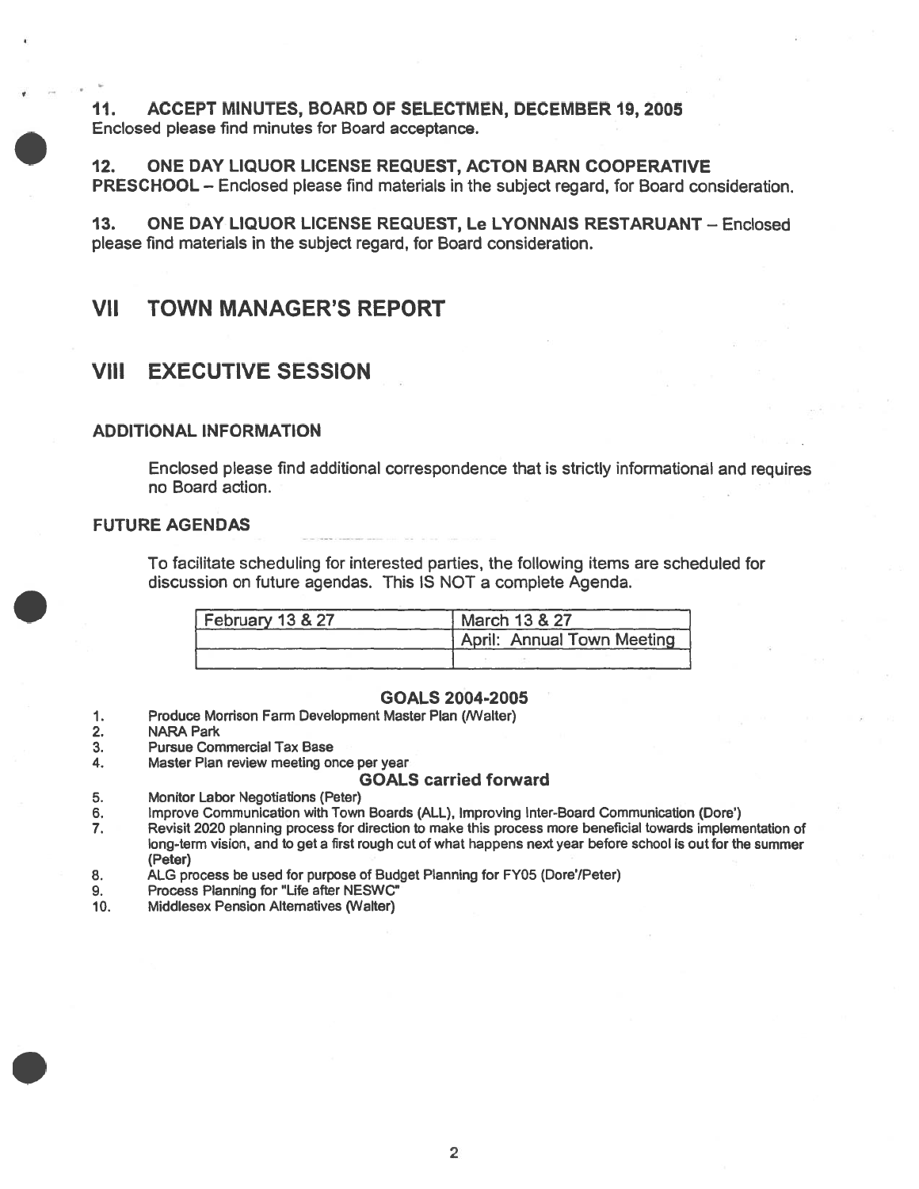**11. ACCEPT MINUTES, BOARD OF SELECTMEN, DECEMBER 19, 2005**
Enclosed please find minutes for Board acceptance.

**12. ONE DAY LIQUOR LICENSE REQUEST, ACTON BARN COOPERATIVE PRESCHOOL** – Enclosed please find materials in the subject regard, for Board consideration.

**13. ONE DAY LIQUOR LICENSE REQUEST, Le LYONNAIS RESTARUANT** – Enclosed please find materials in the subject regard, for Board consideration.

## VII TOWN MANAGER'S REPORT

## VIII EXECUTIVE SESSION

### ADDITIONAL INFORMATION

Enclosed please find additional correspondence that is strictly informational and requires no Board action.

### FUTURE AGENDAS

To facilitate scheduling for interested parties, the following items are scheduled for discussion on future agendas. This IS NOT a complete Agenda.

| February 13 & 27 | March 13 & 27 |
|---|---|
| | April: Annual Town Meeting |
| | |

### GOALS 2004-2005

1. Produce Morrison Farm Development Master Plan (Walter)
2. NARA Park
3. Pursue Commercial Tax Base
4. Master Plan review meeting once per year

### GOALS carried forward

5. Monitor Labor Negotiations (Peter)
6. Improve Communication with Town Boards (ALL), Improving Inter-Board Communication (Dore')
7. Revisit 2020 planning process for direction to make this process more beneficial towards implementation of long-term vision, and to get a first rough cut of what happens next year before school is out for the summer (Peter)
8. ALG process be used for purpose of Budget Planning for FY05 (Dore'/Peter)
9. Process Planning for "Life after NESWC"
10. Middlesex Pension Alternatives (Walter)